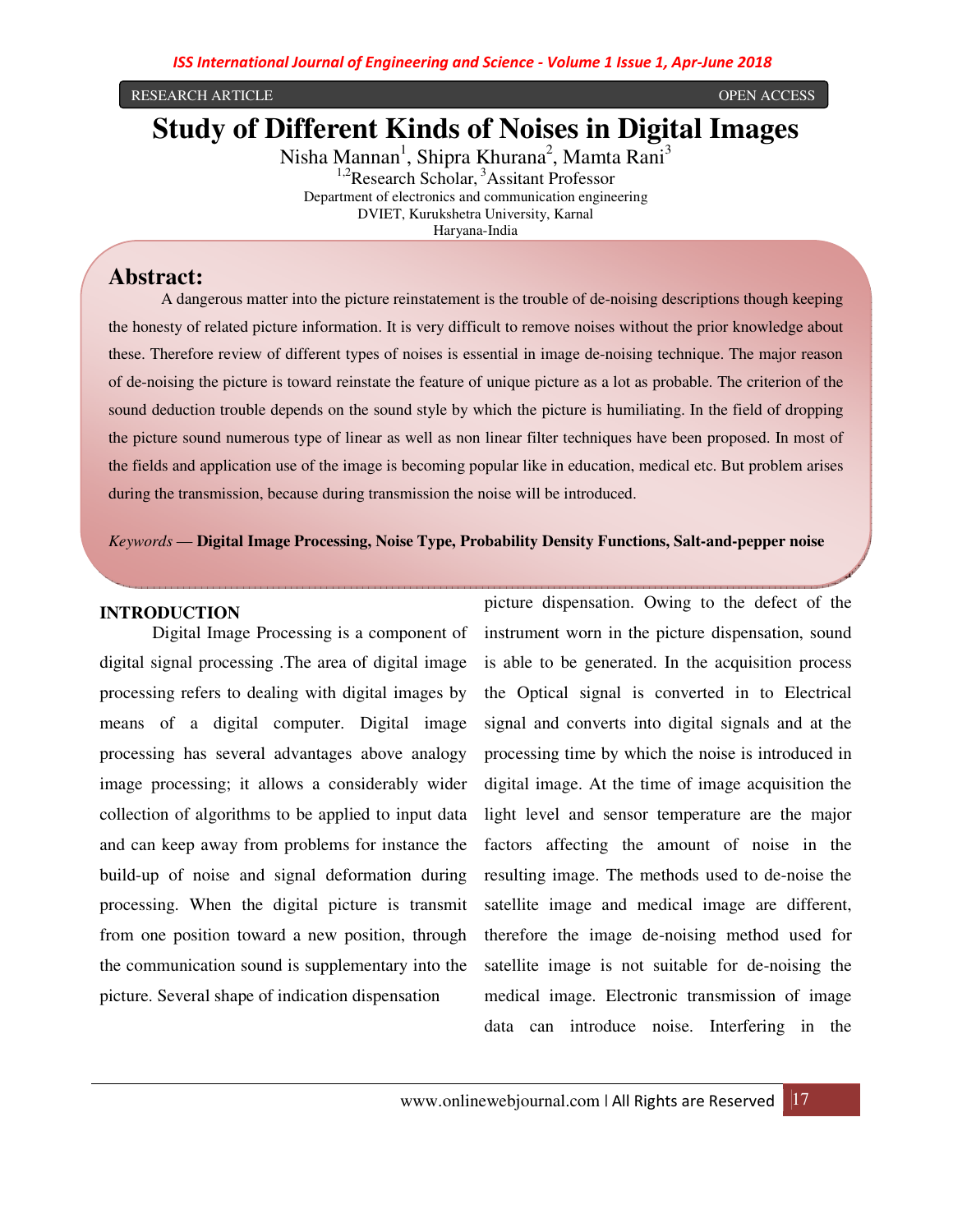RESEARCH ARTICLE OPEN ACCESS

# Study of Different Kinds of Noises in Digital Images

Nisha Mannan[1], Shipra Khurana[2], Mamta Rani[3]

[1,2]Research Scholar, [3]Assitant Professor

Department of electronics and communication engineering

DVIET, Kurukshetra University, Karnal

Haryana-India

## Abstract:

A dangerous matter into the picture reinstatement is the trouble of de-noising descriptions though keeping the honesty of related picture information. It is very difficult to remove noises without the prior knowledge about these. Therefore review of different types of noises is essential in image de-noising technique. The major reason of de-noising the picture is toward reinstate the feature of unique picture as a lot as probable. The criterion of the sound deduction trouble depends on the sound style by which the picture is humiliating. In the field of dropping the picture sound numerous type of linear as well as non linear filter techniques have been proposed. In most of the fields and application use of the image is becoming popular like in education, medical etc. But problem arises during the transmission, because during transmission the noise will be introduced.

*Keywords* — **Digital Image Processing, Noise Type, Probability Density Functions, Salt-and-pepper noise**

## INTRODUCTION

Digital Image Processing is a component of digital signal processing .The area of digital image processing refers to dealing with digital images by means of a digital computer. Digital image processing has several advantages above analogy image processing; it allows a considerably wider collection of algorithms to be applied to input data and can keep away from problems for instance the build-up of noise and signal deformation during processing. When the digital picture is transmit from one position toward a new position, through the communication sound is supplementary into the picture. Several shape of indication dispensation picture dispensation. Owing to the defect of the instrument worn in the picture dispensation, sound is able to be generated. In the acquisition process the Optical signal is converted in to Electrical signal and converts into digital signals and at the processing time by which the noise is introduced in digital image. At the time of image acquisition the light level and sensor temperature are the major factors affecting the amount of noise in the resulting image. The methods used to de-noise the satellite image and medical image are different, therefore the image de-noising method used for satellite image is not suitable for de-noising the medical image. Electronic transmission of image data can introduce noise. Interfering in the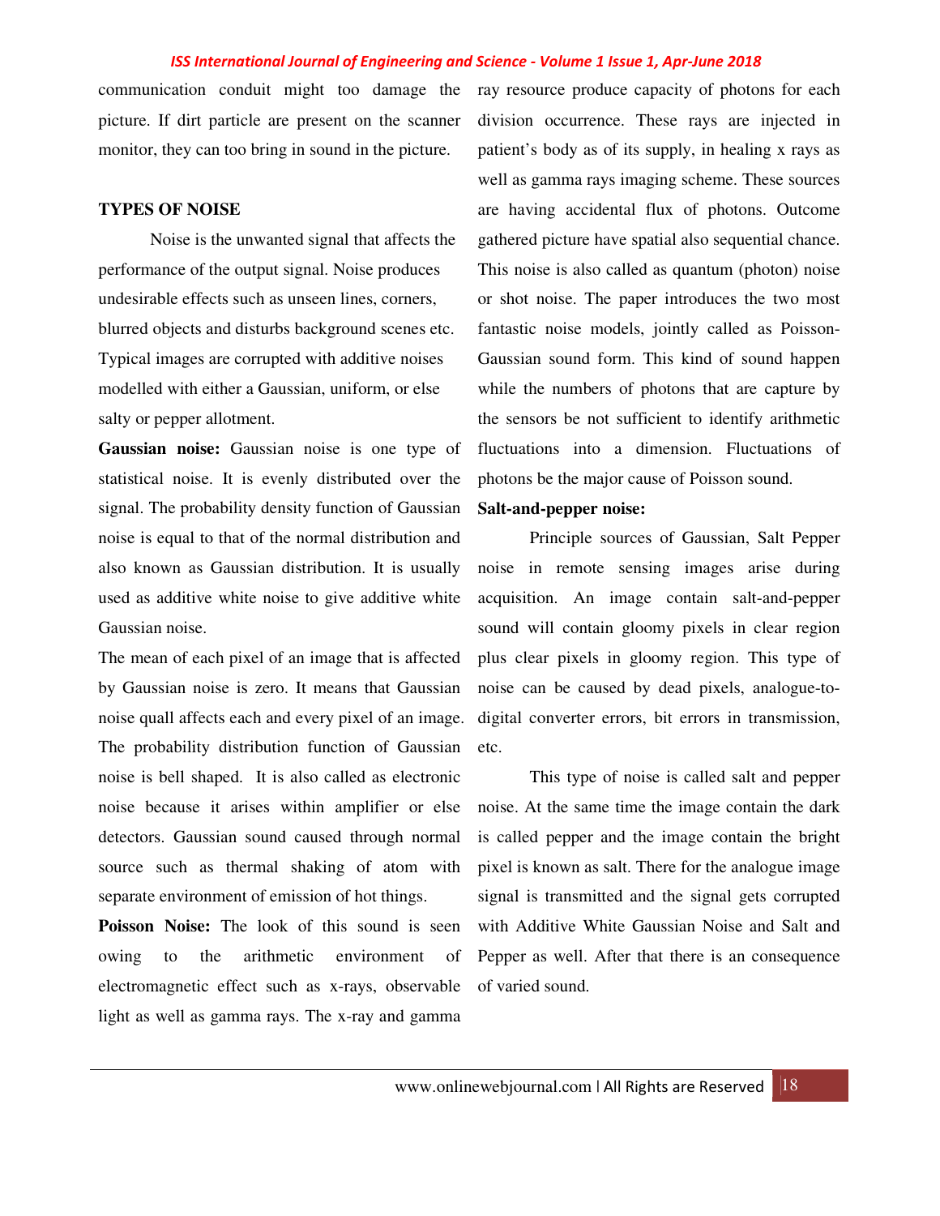communication conduit might too damage the picture. If dirt particle are present on the scanner monitor, they can too bring in sound in the picture.

**TYPES OF NOISE**

Noise is the unwanted signal that affects the performance of the output signal. Noise produces undesirable effects such as unseen lines, corners, blurred objects and disturbs background scenes etc. Typical images are corrupted with additive noises modelled with either a Gaussian, uniform, or else salty or pepper allotment.

**Gaussian noise:** Gaussian noise is one type of statistical noise. It is evenly distributed over the signal. The probability density function of Gaussian noise is equal to that of the normal distribution and also known as Gaussian distribution. It is usually used as additive white noise to give additive white Gaussian noise.

The mean of each pixel of an image that is affected by Gaussian noise is zero. It means that Gaussian noise quall affects each and every pixel of an image. The probability distribution function of Gaussian noise is bell shaped. It is also called as electronic noise because it arises within amplifier or else detectors. Gaussian sound caused through normal source such as thermal shaking of atom with separate environment of emission of hot things.

**Poisson Noise:** The look of this sound is seen owing to the arithmetic environment of electromagnetic effect such as x-rays, observable light as well as gamma rays. The x-ray and gamma ray resource produce capacity of photons for each division occurrence. These rays are injected in patient's body as of its supply, in healing x rays as well as gamma rays imaging scheme. These sources are having accidental flux of photons. Outcome gathered picture have spatial also sequential chance. This noise is also called as quantum (photon) noise or shot noise. The paper introduces the two most fantastic noise models, jointly called as Poisson-Gaussian sound form. This kind of sound happen while the numbers of photons that are capture by the sensors be not sufficient to identify arithmetic fluctuations into a dimension. Fluctuations of photons be the major cause of Poisson sound.

**Salt-and-pepper noise:**

Principle sources of Gaussian, Salt Pepper noise in remote sensing images arise during acquisition. An image contain salt-and-pepper sound will contain gloomy pixels in clear region plus clear pixels in gloomy region. This type of noise can be caused by dead pixels, analogue-to-digital converter errors, bit errors in transmission, etc.

This type of noise is called salt and pepper noise. At the same time the image contain the dark is called pepper and the image contain the bright pixel is known as salt. There for the analogue image signal is transmitted and the signal gets corrupted with Additive White Gaussian Noise and Salt and Pepper as well. After that there is an consequence of varied sound.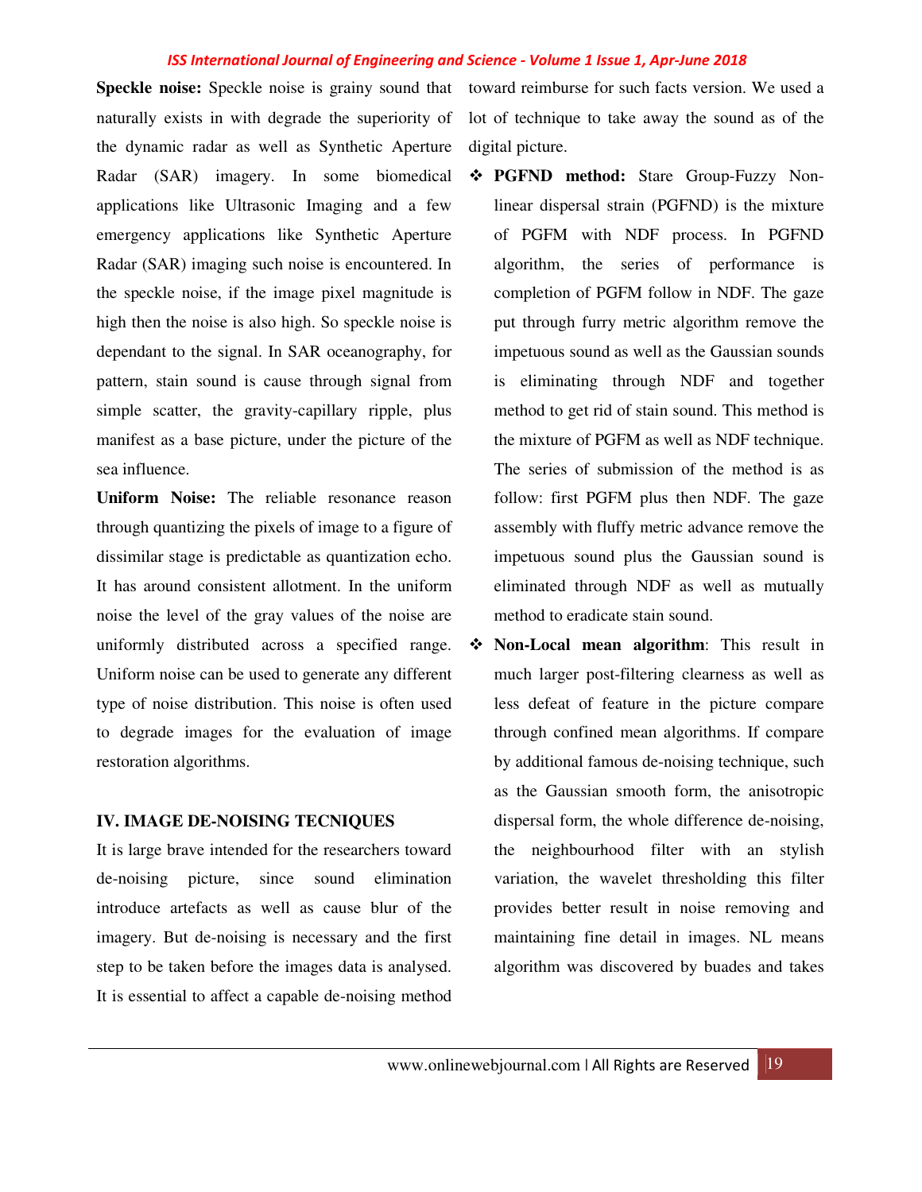**Speckle noise:** Speckle noise is grainy sound that naturally exists in with degrade the superiority of the dynamic radar as well as Synthetic Aperture Radar (SAR) imagery. In some biomedical applications like Ultrasonic Imaging and a few emergency applications like Synthetic Aperture Radar (SAR) imaging such noise is encountered. In the speckle noise, if the image pixel magnitude is high then the noise is also high. So speckle noise is dependant to the signal. In SAR oceanography, for pattern, stain sound is cause through signal from simple scatter, the gravity-capillary ripple, plus manifest as a base picture, under the picture of the sea influence.

**Uniform Noise:** The reliable resonance reason through quantizing the pixels of image to a figure of dissimilar stage is predictable as quantization echo. It has around consistent allotment. In the uniform noise the level of the gray values of the noise are uniformly distributed across a specified range. Uniform noise can be used to generate any different type of noise distribution. This noise is often used to degrade images for the evaluation of image restoration algorithms.

## IV. IMAGE DE-NOISING TECNIQUES

It is large brave intended for the researchers toward de-noising picture, since sound elimination introduce artefacts as well as cause blur of the imagery. But de-noising is necessary and the first step to be taken before the images data is analysed. It is essential to affect a capable de-noising method toward reimburse for such facts version. We used a lot of technique to take away the sound as of the digital picture.

- **PGFND method:** Stare Group-Fuzzy Non-linear dispersal strain (PGFND) is the mixture of PGFM with NDF process. In PGFND algorithm, the series of performance is completion of PGFM follow in NDF. The gaze put through furry metric algorithm remove the impetuous sound as well as the Gaussian sounds is eliminating through NDF and together method to get rid of stain sound. This method is the mixture of PGFM as well as NDF technique. The series of submission of the method is as follow: first PGFM plus then NDF. The gaze assembly with fluffy metric advance remove the impetuous sound plus the Gaussian sound is eliminated through NDF as well as mutually method to eradicate stain sound.
- **Non-Local mean algorithm**: This result in much larger post-filtering clearness as well as less defeat of feature in the picture compare through confined mean algorithms. If compare by additional famous de-noising technique, such as the Gaussian smooth form, the anisotropic dispersal form, the whole difference de-noising, the neighbourhood filter with an stylish variation, the wavelet thresholding this filter provides better result in noise removing and maintaining fine detail in images. NL means algorithm was discovered by buades and takes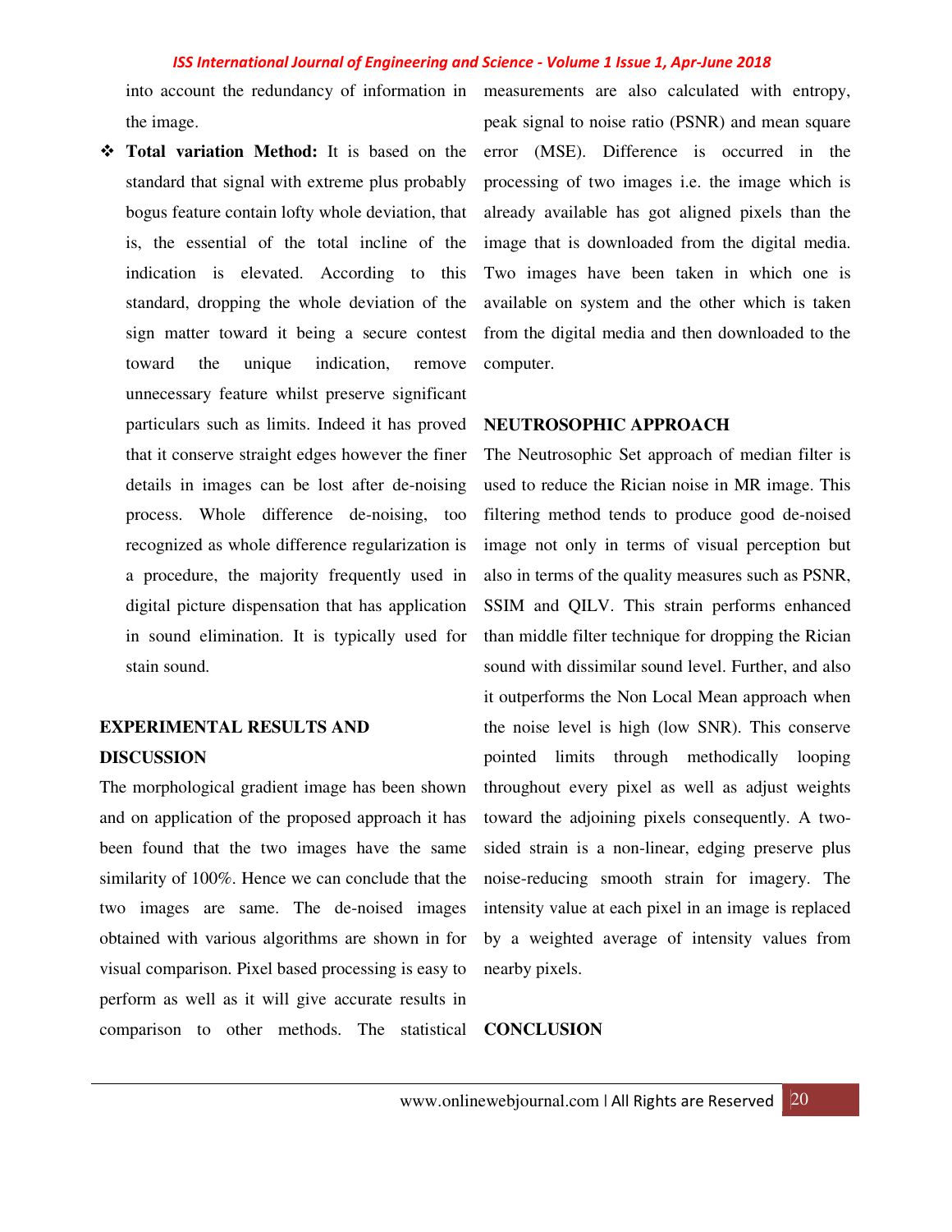into account the redundancy of information in the image.

- **Total variation Method:** It is based on the standard that signal with extreme plus probably bogus feature contain lofty whole deviation, that is, the essential of the total incline of the indication is elevated. According to this standard, dropping the whole deviation of the sign matter toward it being a secure contest toward the unique indication, remove unnecessary feature whilst preserve significant particulars such as limits. Indeed it has proved that it conserve straight edges however the finer details in images can be lost after de-noising process. Whole difference de-noising, too recognized as whole difference regularization is a procedure, the majority frequently used in digital picture dispensation that has application in sound elimination. It is typically used for stain sound.

## EXPERIMENTAL RESULTS AND DISCUSSION

The morphological gradient image has been shown and on application of the proposed approach it has been found that the two images have the same similarity of 100%. Hence we can conclude that the two images are same. The de-noised images obtained with various algorithms are shown in for visual comparison. Pixel based processing is easy to perform as well as it will give accurate results in comparison to other methods. The statistical measurements are also calculated with entropy, peak signal to noise ratio (PSNR) and mean square error (MSE). Difference is occurred in the processing of two images i.e. the image which is already available has got aligned pixels than the image that is downloaded from the digital media. Two images have been taken in which one is available on system and the other which is taken from the digital media and then downloaded to the computer.

## NEUTROSOPHIC APPROACH

The Neutrosophic Set approach of median filter is used to reduce the Rician noise in MR image. This filtering method tends to produce good de-noised image not only in terms of visual perception but also in terms of the quality measures such as PSNR, SSIM and QILV. This strain performs enhanced than middle filter technique for dropping the Rician sound with dissimilar sound level. Further, and also it outperforms the Non Local Mean approach when the noise level is high (low SNR). This conserve pointed limits through methodically looping throughout every pixel as well as adjust weights toward the adjoining pixels consequently. A two-sided strain is a non-linear, edging preserve plus noise-reducing smooth strain for imagery. The intensity value at each pixel in an image is replaced by a weighted average of intensity values from nearby pixels.

## CONCLUSION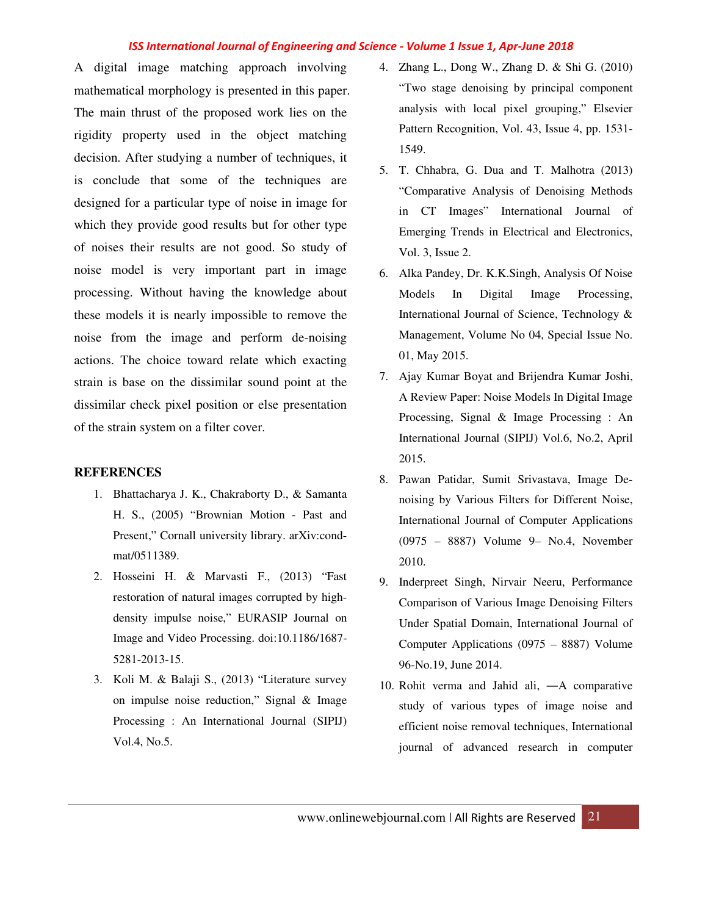A digital image matching approach involving mathematical morphology is presented in this paper. The main thrust of the proposed work lies on the rigidity property used in the object matching decision. After studying a number of techniques, it is conclude that some of the techniques are designed for a particular type of noise in image for which they provide good results but for other type of noises their results are not good. So study of noise model is very important part in image processing. Without having the knowledge about these models it is nearly impossible to remove the noise from the image and perform de-noising actions. The choice toward relate which exacting strain is base on the dissimilar sound point at the dissimilar check pixel position or else presentation of the strain system on a filter cover.

## REFERENCES

1. Bhattacharya J. K., Chakraborty D., & Samanta H. S., (2005) "Brownian Motion - Past and Present," Cornall university library. arXiv:cond-mat/0511389.
2. Hosseini H. & Marvasti F., (2013) "Fast restoration of natural images corrupted by high-density impulse noise," EURASIP Journal on Image and Video Processing. doi:10.1186/1687-5281-2013-15.
3. Koli M. & Balaji S., (2013) "Literature survey on impulse noise reduction," Signal & Image Processing : An International Journal (SIPIJ) Vol.4, No.5.
4. Zhang L., Dong W., Zhang D. & Shi G. (2010) "Two stage denoising by principal component analysis with local pixel grouping," Elsevier Pattern Recognition, Vol. 43, Issue 4, pp. 1531-1549.
5. T. Chhabra, G. Dua and T. Malhotra (2013) "Comparative Analysis of Denoising Methods in CT Images" International Journal of Emerging Trends in Electrical and Electronics, Vol. 3, Issue 2.
6. Alka Pandey, Dr. K.K.Singh, Analysis Of Noise Models In Digital Image Processing, International Journal of Science, Technology & Management, Volume No 04, Special Issue No. 01, May 2015.
7. Ajay Kumar Boyat and Brijendra Kumar Joshi, A Review Paper: Noise Models In Digital Image Processing, Signal & Image Processing : An International Journal (SIPIJ) Vol.6, No.2, April 2015.
8. Pawan Patidar, Sumit Srivastava, Image De-noising by Various Filters for Different Noise, International Journal of Computer Applications (0975 – 8887) Volume 9– No.4, November 2010.
9. Inderpreet Singh, Nirvair Neeru, Performance Comparison of Various Image Denoising Filters Under Spatial Domain, International Journal of Computer Applications (0975 – 8887) Volume 96-No.19, June 2014.
10. Rohit verma and Jahid ali, ―A comparative study of various types of image noise and efficient noise removal techniques, International journal of advanced research in computer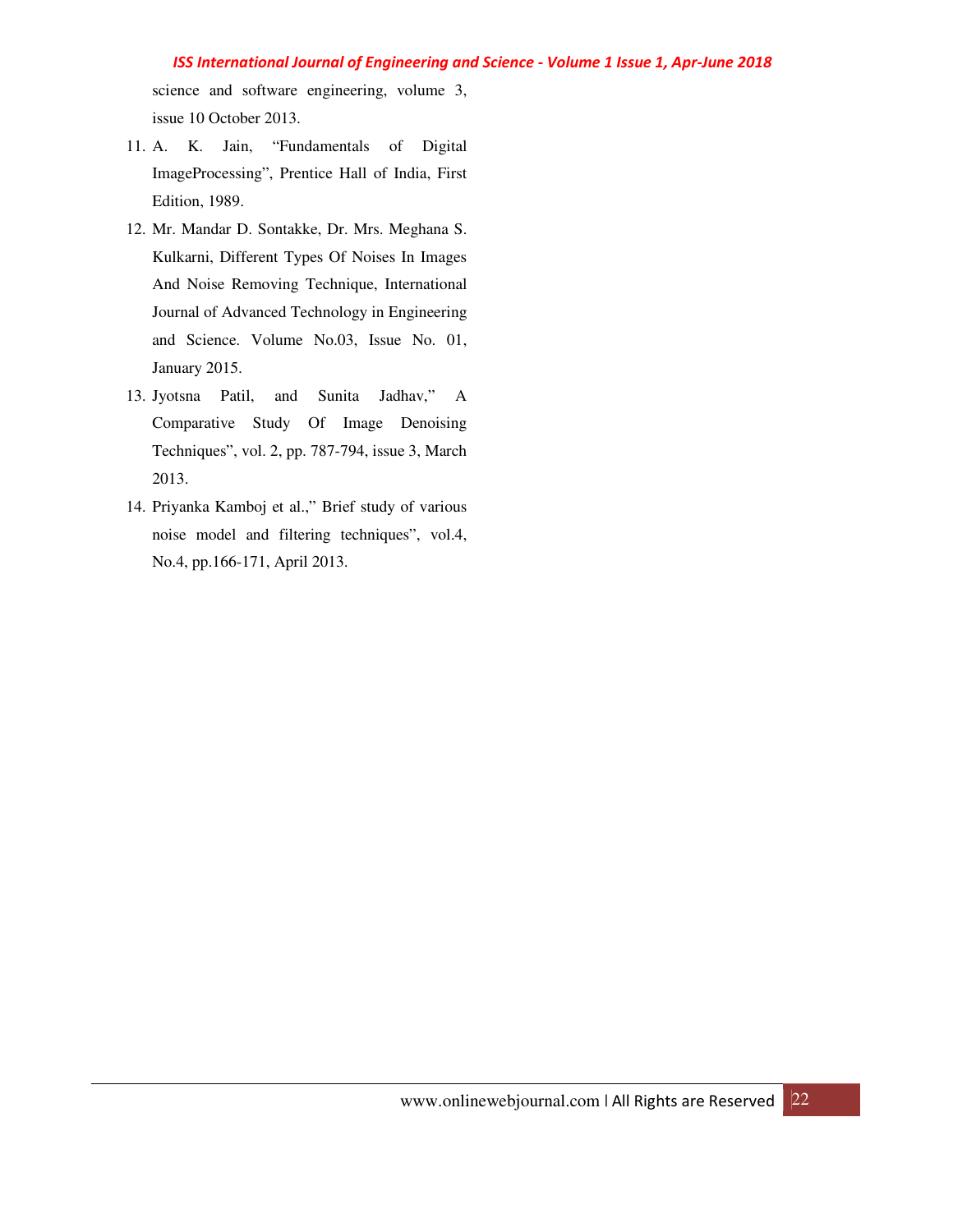science and software engineering, volume 3, issue 10 October 2013.

11. A. K. Jain, “Fundamentals of Digital ImageProcessing”, Prentice Hall of India, First Edition, 1989.
12. Mr. Mandar D. Sontakke, Dr. Mrs. Meghana S. Kulkarni, Different Types Of Noises In Images And Noise Removing Technique, International Journal of Advanced Technology in Engineering and Science. Volume No.03, Issue No. 01, January 2015.
13. Jyotsna Patil, and Sunita Jadhav,” A Comparative Study Of Image Denoising Techniques”, vol. 2, pp. 787-794, issue 3, March 2013.
14. Priyanka Kamboj et al.,” Brief study of various noise model and filtering techniques”, vol.4, No.4, pp.166-171, April 2013.